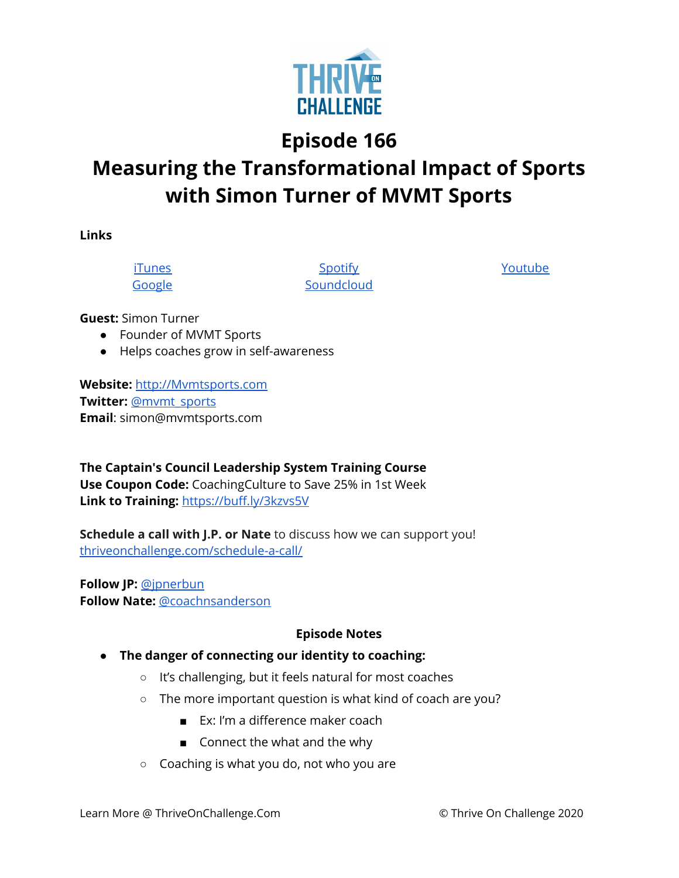# Episode 166

# Measuring the Transformational Impact of Sports with Simon Turner of MVMT Sports

**Links**

iTunes  
Google  
Spotify  
Soundcloud  
Youtube

**Guest:** Simon Turner

- Founder of MVMT Sports
- Helps coaches grow in self-awareness

**Website:** http://Mvmtsports.com  
**Twitter:** @mvmt_sports  
**Email**: simon@mvmtsports.com

**The Captain's Council Leadership System Training Course**  
**Use Coupon Code:** CoachingCulture to Save 25% in 1st Week  
**Link to Training:** https://buff.ly/3kzvs5V

**Schedule a call with J.P. or Nate** to discuss how we can support you!  
thriveonchallenge.com/schedule-a-call/

**Follow JP:** @jpnerbun  
**Follow Nate:** @coachnsanderson

**Episode Notes**

- **The danger of connecting our identity to coaching:**
  - It's challenging, but it feels natural for most coaches
  - The more important question is what kind of coach are you?
    - Ex: I'm a difference maker coach
    - Connect the what and the why
  - Coaching is what you do, not who you are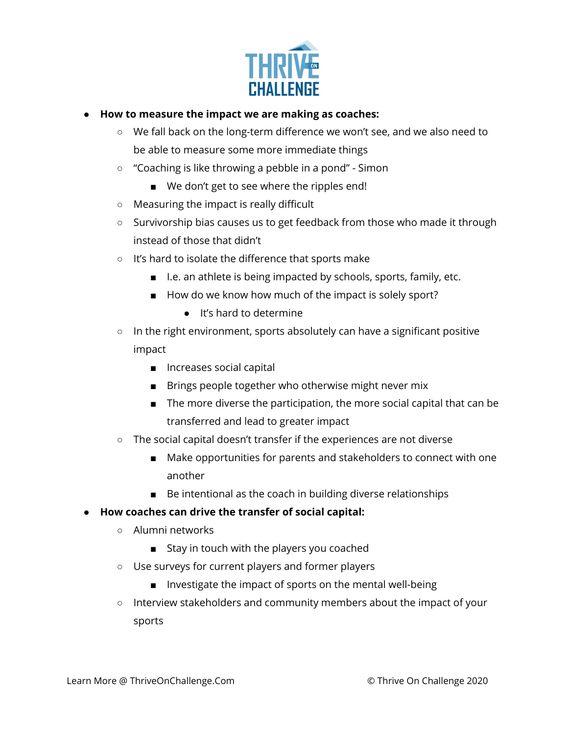- **How to measure the impact we are making as coaches:**
  - We fall back on the long-term difference we won't see, and we also need to be able to measure some more immediate things
  - "Coaching is like throwing a pebble in a pond" - Simon
    - We don't get to see where the ripples end!
  - Measuring the impact is really difficult
  - Survivorship bias causes us to get feedback from those who made it through instead of those that didn't
  - It's hard to isolate the difference that sports make
    - I.e. an athlete is being impacted by schools, sports, family, etc.
    - How do we know how much of the impact is solely sport?
      - It's hard to determine
  - In the right environment, sports absolutely can have a significant positive impact
    - Increases social capital
    - Brings people together who otherwise might never mix
    - The more diverse the participation, the more social capital that can be transferred and lead to greater impact
  - The social capital doesn't transfer if the experiences are not diverse
    - Make opportunities for parents and stakeholders to connect with one another
    - Be intentional as the coach in building diverse relationships
- **How coaches can drive the transfer of social capital:**
  - Alumni networks
    - Stay in touch with the players you coached
  - Use surveys for current players and former players
    - Investigate the impact of sports on the mental well-being
  - Interview stakeholders and community members about the impact of your sports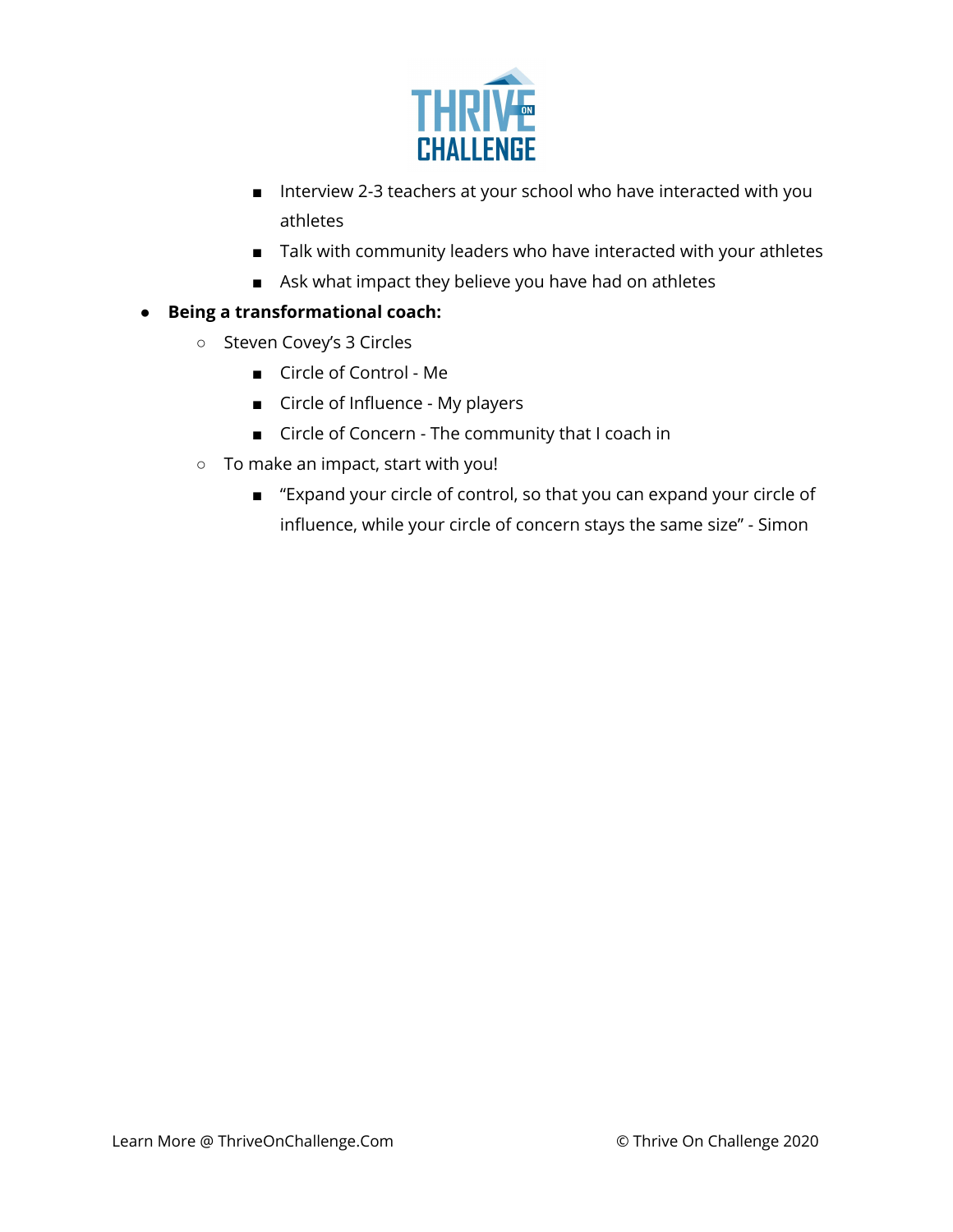- Interview 2-3 teachers at your school who have interacted with you athletes
        - Talk with community leaders who have interacted with your athletes
        - Ask what impact they believe you have had on athletes

- **Being a transformational coach:**
    - Steven Covey's 3 Circles
        - Circle of Control - Me
        - Circle of Influence - My players
        - Circle of Concern - The community that I coach in
    - To make an impact, start with you!
        - "Expand your circle of control, so that you can expand your circle of influence, while your circle of concern stays the same size" - Simon